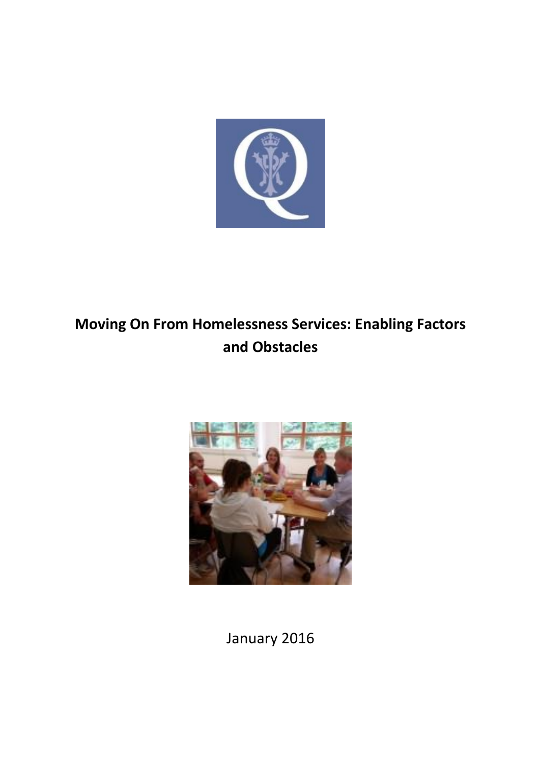# Moving On From Homelessness Services: Enabling Factors and Obstacles

January 2016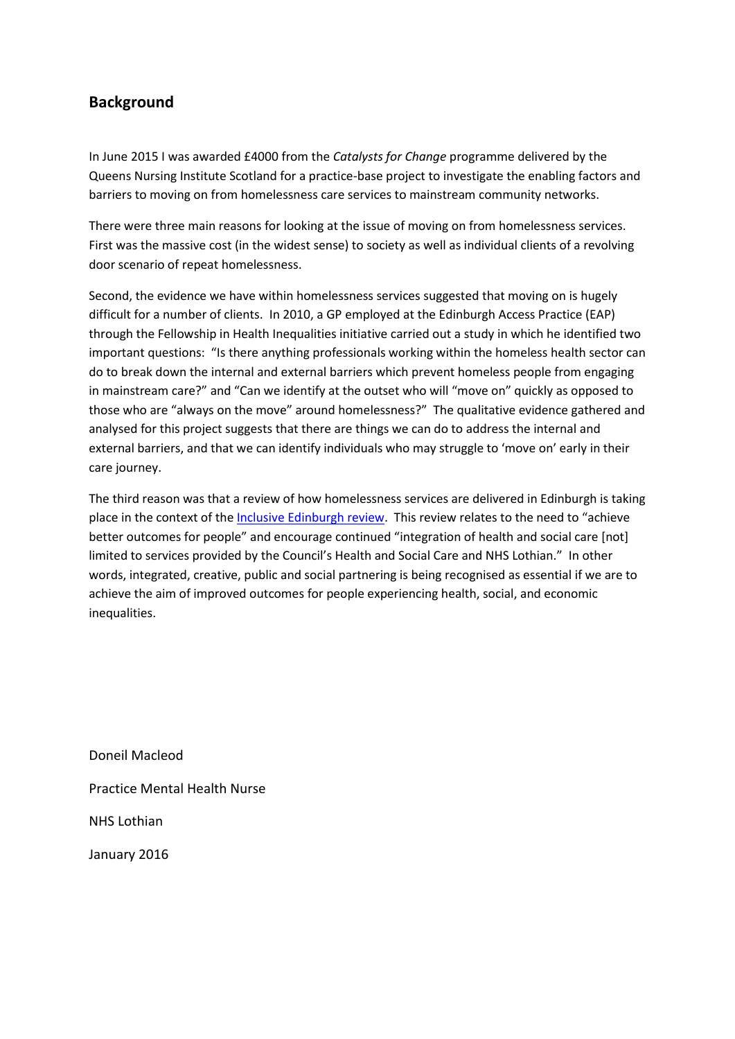## Background

In June 2015 I was awarded £4000 from the *Catalysts for Change* programme delivered by the Queens Nursing Institute Scotland for a practice-base project to investigate the enabling factors and barriers to moving on from homelessness care services to mainstream community networks.

There were three main reasons for looking at the issue of moving on from homelessness services. First was the massive cost (in the widest sense) to society as well as individual clients of a revolving door scenario of repeat homelessness.

Second, the evidence we have within homelessness services suggested that moving on is hugely difficult for a number of clients. In 2010, a GP employed at the Edinburgh Access Practice (EAP) through the Fellowship in Health Inequalities initiative carried out a study in which he identified two important questions: "Is there anything professionals working within the homeless health sector can do to break down the internal and external barriers which prevent homeless people from engaging in mainstream care?" and "Can we identify at the outset who will "move on" quickly as opposed to those who are "always on the move" around homelessness?" The qualitative evidence gathered and analysed for this project suggests that there are things we can do to address the internal and external barriers, and that we can identify individuals who may struggle to 'move on' early in their care journey.

The third reason was that a review of how homelessness services are delivered in Edinburgh is taking place in the context of the Inclusive Edinburgh review. This review relates to the need to "achieve better outcomes for people" and encourage continued "integration of health and social care [not] limited to services provided by the Council's Health and Social Care and NHS Lothian." In other words, integrated, creative, public and social partnering is being recognised as essential if we are to achieve the aim of improved outcomes for people experiencing health, social, and economic inequalities.

Doneil Macleod

Practice Mental Health Nurse

NHS Lothian

January 2016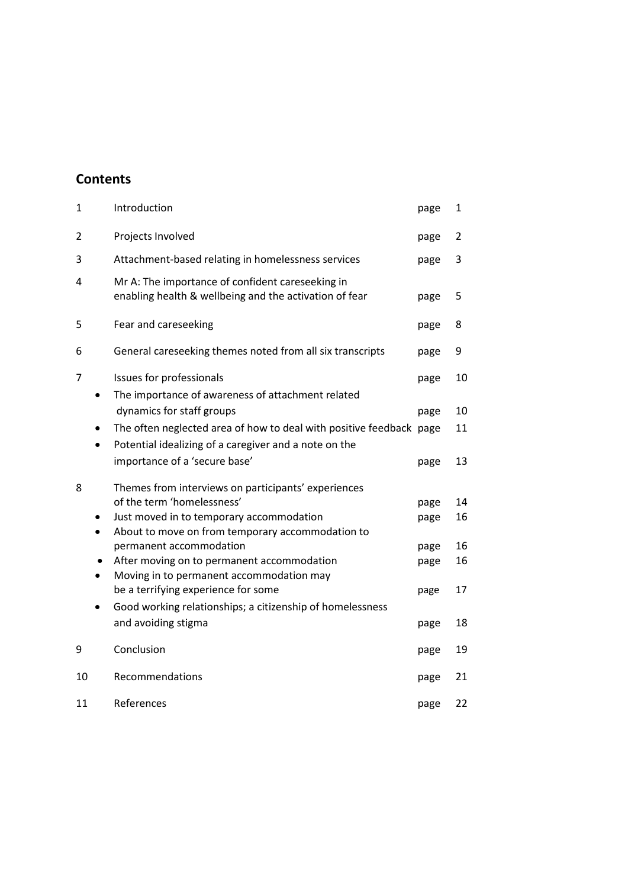## Contents

| | | | |
|---|---|---|---|
| 1 | Introduction | page | 1 |
| 2 | Projects Involved | page | 2 |
| 3 | Attachment-based relating in homelessness services | page | 3 |
| 4 | Mr A: The importance of confident careseeking in enabling health & wellbeing and the activation of fear | page | 5 |
| 5 | Fear and careseeking | page | 8 |
| 6 | General careseeking themes noted from all six transcripts | page | 9 |
| 7 | Issues for professionals | page | 10 |
| | • The importance of awareness of attachment related dynamics for staff groups | page | 10 |
| | • The often neglected area of how to deal with positive feedback | page | 11 |
| | • Potential idealizing of a caregiver and a note on the importance of a 'secure base' | page | 13 |
| 8 | Themes from interviews on participants' experiences of the term 'homelessness' | page | 14 |
| | • Just moved in to temporary accommodation | page | 16 |
| | • About to move on from temporary accommodation to permanent accommodation | page | 16 |
| | • After moving on to permanent accommodation | page | 16 |
| | • Moving in to permanent accommodation may be a terrifying experience for some | page | 17 |
| | • Good working relationships; a citizenship of homelessness and avoiding stigma | page | 18 |
| 9 | Conclusion | page | 19 |
| 10 | Recommendations | page | 21 |
| 11 | References | page | 22 |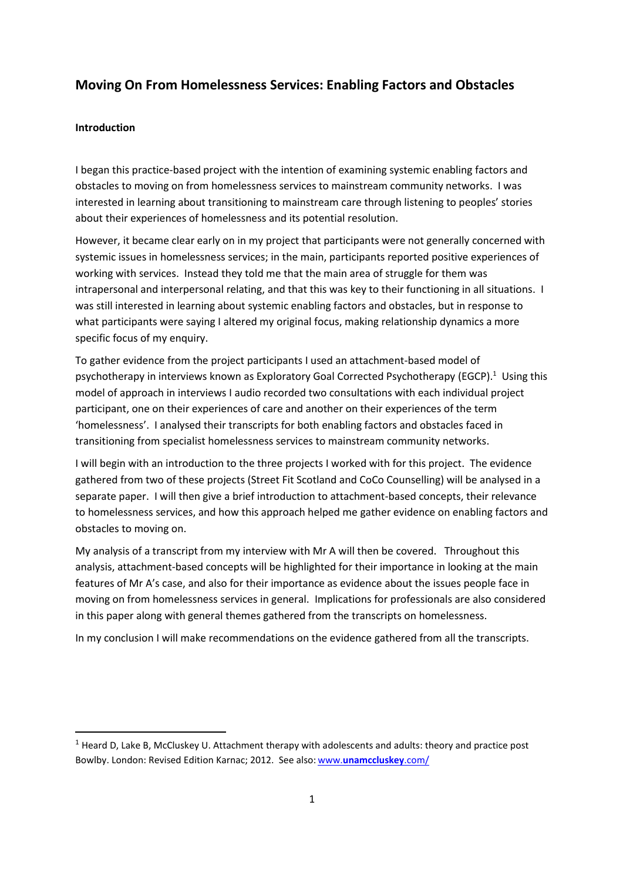## Moving On From Homelessness Services: Enabling Factors and Obstacles

### Introduction

I began this practice-based project with the intention of examining systemic enabling factors and obstacles to moving on from homelessness services to mainstream community networks. I was interested in learning about transitioning to mainstream care through listening to peoples' stories about their experiences of homelessness and its potential resolution.

However, it became clear early on in my project that participants were not generally concerned with systemic issues in homelessness services; in the main, participants reported positive experiences of working with services. Instead they told me that the main area of struggle for them was intrapersonal and interpersonal relating, and that this was key to their functioning in all situations. I was still interested in learning about systemic enabling factors and obstacles, but in response to what participants were saying I altered my original focus, making relationship dynamics a more specific focus of my enquiry.

To gather evidence from the project participants I used an attachment-based model of psychotherapy in interviews known as Exploratory Goal Corrected Psychotherapy (EGCP).[1] Using this model of approach in interviews I audio recorded two consultations with each individual project participant, one on their experiences of care and another on their experiences of the term 'homelessness'. I analysed their transcripts for both enabling factors and obstacles faced in transitioning from specialist homelessness services to mainstream community networks.

I will begin with an introduction to the three projects I worked with for this project. The evidence gathered from two of these projects (Street Fit Scotland and CoCo Counselling) will be analysed in a separate paper. I will then give a brief introduction to attachment-based concepts, their relevance to homelessness services, and how this approach helped me gather evidence on enabling factors and obstacles to moving on.

My analysis of a transcript from my interview with Mr A will then be covered. Throughout this analysis, attachment-based concepts will be highlighted for their importance in looking at the main features of Mr A's case, and also for their importance as evidence about the issues people face in moving on from homelessness services in general. Implications for professionals are also considered in this paper along with general themes gathered from the transcripts on homelessness.

In my conclusion I will make recommendations on the evidence gathered from all the transcripts.

---

[1] Heard D, Lake B, McCluskey U. Attachment therapy with adolescents and adults: theory and practice post Bowlby. London: Revised Edition Karnac; 2012. See also: www.**unamccluskey**.com/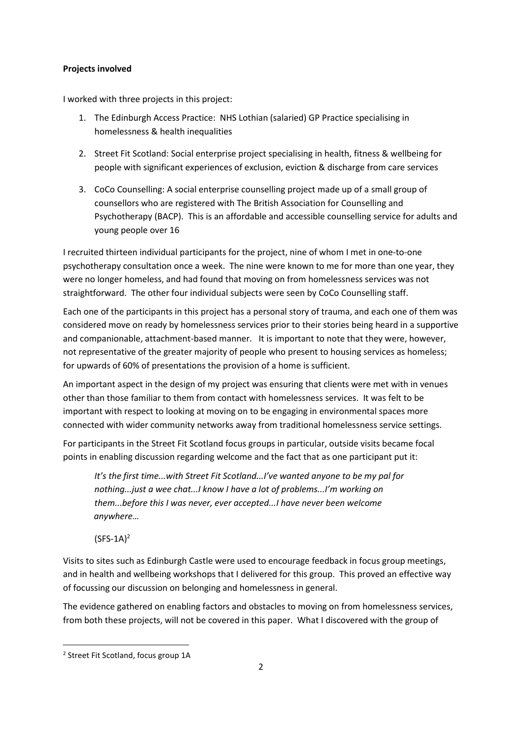**Projects involved**

I worked with three projects in this project:

1. The Edinburgh Access Practice: NHS Lothian (salaried) GP Practice specialising in homelessness & health inequalities
2. Street Fit Scotland: Social enterprise project specialising in health, fitness & wellbeing for people with significant experiences of exclusion, eviction & discharge from care services
3. CoCo Counselling: A social enterprise counselling project made up of a small group of counsellors who are registered with The British Association for Counselling and Psychotherapy (BACP). This is an affordable and accessible counselling service for adults and young people over 16

I recruited thirteen individual participants for the project, nine of whom I met in one-to-one psychotherapy consultation once a week. The nine were known to me for more than one year, they were no longer homeless, and had found that moving on from homelessness services was not straightforward. The other four individual subjects were seen by CoCo Counselling staff.

Each one of the participants in this project has a personal story of trauma, and each one of them was considered move on ready by homelessness services prior to their stories being heard in a supportive and companionable, attachment-based manner. It is important to note that they were, however, not representative of the greater majority of people who present to housing services as homeless; for upwards of 60% of presentations the provision of a home is sufficient.

An important aspect in the design of my project was ensuring that clients were met with in venues other than those familiar to them from contact with homelessness services. It was felt to be important with respect to looking at moving on to be engaging in environmental spaces more connected with wider community networks away from traditional homelessness service settings.

For participants in the Street Fit Scotland focus groups in particular, outside visits became focal points in enabling discussion regarding welcome and the fact that as one participant put it:

> *It's the first time...with Street Fit Scotland...I've wanted anyone to be my pal for nothing...just a wee chat...I know I have a lot of problems...I'm working on them...before this I was never, ever accepted...I have never been welcome anywhere…*
>
> (SFS-1A)[2]

Visits to sites such as Edinburgh Castle were used to encourage feedback in focus group meetings, and in health and wellbeing workshops that I delivered for this group. This proved an effective way of focussing our discussion on belonging and homelessness in general.

The evidence gathered on enabling factors and obstacles to moving on from homelessness services, from both these projects, will not be covered in this paper. What I discovered with the group of

---

[2] Street Fit Scotland, focus group 1A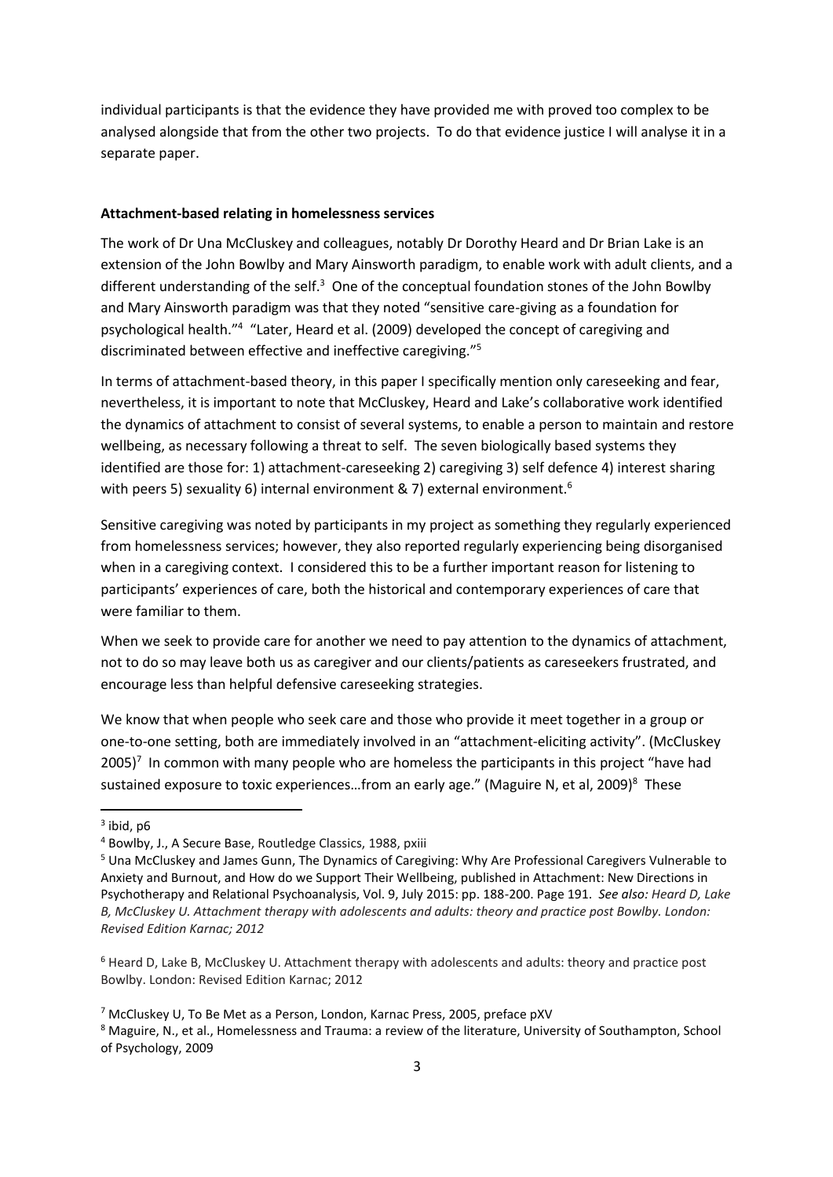individual participants is that the evidence they have provided me with proved too complex to be analysed alongside that from the other two projects. To do that evidence justice I will analyse it in a separate paper.

**Attachment-based relating in homelessness services**

The work of Dr Una McCluskey and colleagues, notably Dr Dorothy Heard and Dr Brian Lake is an extension of the John Bowlby and Mary Ainsworth paradigm, to enable work with adult clients, and a different understanding of the self.[3] One of the conceptual foundation stones of the John Bowlby and Mary Ainsworth paradigm was that they noted "sensitive care-giving as a foundation for psychological health."[4] "Later, Heard et al. (2009) developed the concept of caregiving and discriminated between effective and ineffective caregiving."[5]

In terms of attachment-based theory, in this paper I specifically mention only careseeking and fear, nevertheless, it is important to note that McCluskey, Heard and Lake's collaborative work identified the dynamics of attachment to consist of several systems, to enable a person to maintain and restore wellbeing, as necessary following a threat to self. The seven biologically based systems they identified are those for: 1) attachment-careseeking 2) caregiving 3) self defence 4) interest sharing with peers 5) sexuality 6) internal environment & 7) external environment.[6]

Sensitive caregiving was noted by participants in my project as something they regularly experienced from homelessness services; however, they also reported regularly experiencing being disorganised when in a caregiving context. I considered this to be a further important reason for listening to participants' experiences of care, both the historical and contemporary experiences of care that were familiar to them.

When we seek to provide care for another we need to pay attention to the dynamics of attachment, not to do so may leave both us as caregiver and our clients/patients as careseekers frustrated, and encourage less than helpful defensive careseeking strategies.

We know that when people who seek care and those who provide it meet together in a group or one-to-one setting, both are immediately involved in an "attachment-eliciting activity". (McCluskey 2005)[7] In common with many people who are homeless the participants in this project "have had sustained exposure to toxic experiences…from an early age." (Maguire N, et al, 2009)[8] These

---

[3] ibid, p6

[4] Bowlby, J., A Secure Base, Routledge Classics, 1988, pxiii

[5] Una McCluskey and James Gunn, The Dynamics of Caregiving: Why Are Professional Caregivers Vulnerable to Anxiety and Burnout, and How do we Support Their Wellbeing, published in Attachment: New Directions in Psychotherapy and Relational Psychoanalysis, Vol. 9, July 2015: pp. 188-200. Page 191. *See also: Heard D, Lake B, McCluskey U. Attachment therapy with adolescents and adults: theory and practice post Bowlby. London: Revised Edition Karnac; 2012*

[6] Heard D, Lake B, McCluskey U. Attachment therapy with adolescents and adults: theory and practice post Bowlby. London: Revised Edition Karnac; 2012

[7] McCluskey U, To Be Met as a Person, London, Karnac Press, 2005, preface pXV

[8] Maguire, N., et al., Homelessness and Trauma: a review of the literature, University of Southampton, School of Psychology, 2009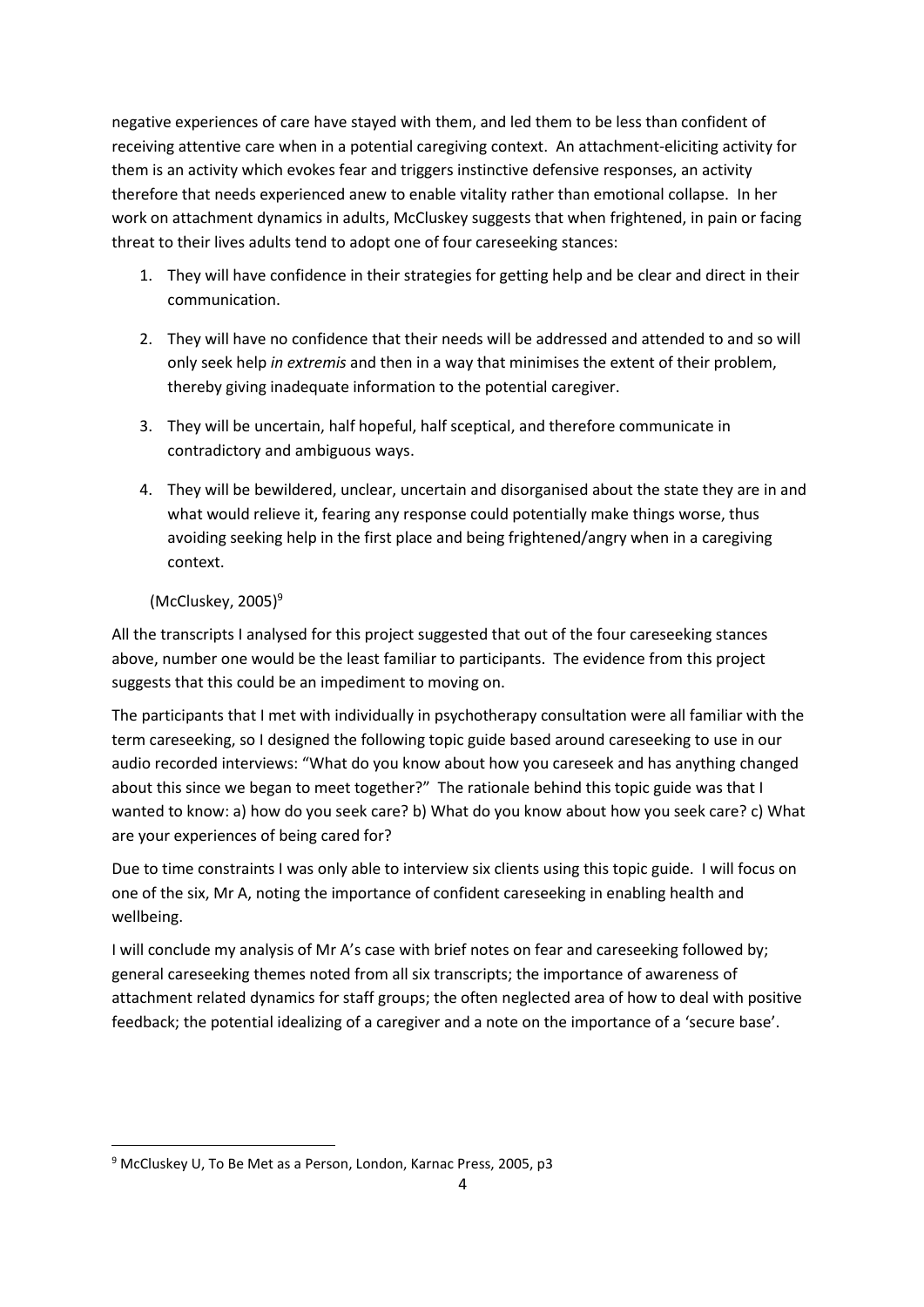negative experiences of care have stayed with them, and led them to be less than confident of receiving attentive care when in a potential caregiving context. An attachment-eliciting activity for them is an activity which evokes fear and triggers instinctive defensive responses, an activity therefore that needs experienced anew to enable vitality rather than emotional collapse. In her work on attachment dynamics in adults, McCluskey suggests that when frightened, in pain or facing threat to their lives adults tend to adopt one of four careseeking stances:

1. They will have confidence in their strategies for getting help and be clear and direct in their communication.
2. They will have no confidence that their needs will be addressed and attended to and so will only seek help *in extremis* and then in a way that minimises the extent of their problem, thereby giving inadequate information to the potential caregiver.
3. They will be uncertain, half hopeful, half sceptical, and therefore communicate in contradictory and ambiguous ways.
4. They will be bewildered, unclear, uncertain and disorganised about the state they are in and what would relieve it, fearing any response could potentially make things worse, thus avoiding seeking help in the first place and being frightened/angry when in a caregiving context.

(McCluskey, 2005)[9]

All the transcripts I analysed for this project suggested that out of the four careseeking stances above, number one would be the least familiar to participants. The evidence from this project suggests that this could be an impediment to moving on.

The participants that I met with individually in psychotherapy consultation were all familiar with the term careseeking, so I designed the following topic guide based around careseeking to use in our audio recorded interviews: "What do you know about how you careseek and has anything changed about this since we began to meet together?" The rationale behind this topic guide was that I wanted to know: a) how do you seek care? b) What do you know about how you seek care? c) What are your experiences of being cared for?

Due to time constraints I was only able to interview six clients using this topic guide. I will focus on one of the six, Mr A, noting the importance of confident careseeking in enabling health and wellbeing.

I will conclude my analysis of Mr A's case with brief notes on fear and careseeking followed by; general careseeking themes noted from all six transcripts; the importance of awareness of attachment related dynamics for staff groups; the often neglected area of how to deal with positive feedback; the potential idealizing of a caregiver and a note on the importance of a 'secure base'.

---

[9] McCluskey U, To Be Met as a Person, London, Karnac Press, 2005, p3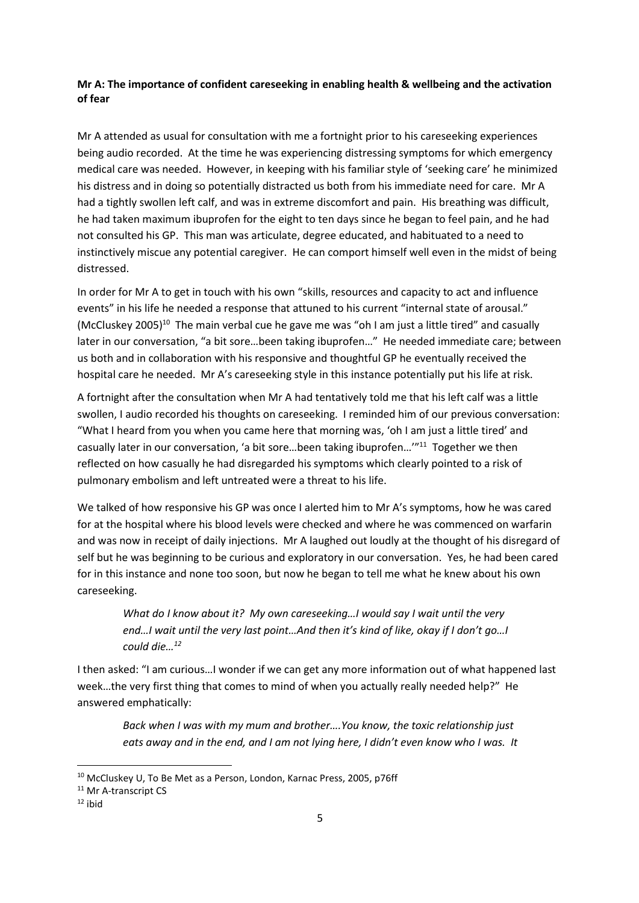**Mr A: The importance of confident careseeking in enabling health & wellbeing and the activation of fear**

Mr A attended as usual for consultation with me a fortnight prior to his careseeking experiences being audio recorded. At the time he was experiencing distressing symptoms for which emergency medical care was needed. However, in keeping with his familiar style of 'seeking care' he minimized his distress and in doing so potentially distracted us both from his immediate need for care. Mr A had a tightly swollen left calf, and was in extreme discomfort and pain. His breathing was difficult, he had taken maximum ibuprofen for the eight to ten days since he began to feel pain, and he had not consulted his GP. This man was articulate, degree educated, and habituated to a need to instinctively miscue any potential caregiver. He can comport himself well even in the midst of being distressed.

In order for Mr A to get in touch with his own "skills, resources and capacity to act and influence events" in his life he needed a response that attuned to his current "internal state of arousal." (McCluskey 2005)[10] The main verbal cue he gave me was "oh I am just a little tired" and casually later in our conversation, "a bit sore…been taking ibuprofen…" He needed immediate care; between us both and in collaboration with his responsive and thoughtful GP he eventually received the hospital care he needed. Mr A's careseeking style in this instance potentially put his life at risk.

A fortnight after the consultation when Mr A had tentatively told me that his left calf was a little swollen, I audio recorded his thoughts on careseeking. I reminded him of our previous conversation: "What I heard from you when you came here that morning was, 'oh I am just a little tired' and casually later in our conversation, 'a bit sore…been taking ibuprofen…'"[11] Together we then reflected on how casually he had disregarded his symptoms which clearly pointed to a risk of pulmonary embolism and left untreated were a threat to his life.

We talked of how responsive his GP was once I alerted him to Mr A's symptoms, how he was cared for at the hospital where his blood levels were checked and where he was commenced on warfarin and was now in receipt of daily injections. Mr A laughed out loudly at the thought of his disregard of self but he was beginning to be curious and exploratory in our conversation. Yes, he had been cared for in this instance and none too soon, but now he began to tell me what he knew about his own careseeking.

> *What do I know about it? My own careseeking…I would say I wait until the very end…I wait until the very last point…And then it's kind of like, okay if I don't go…I could die…*[12]

I then asked: "I am curious…I wonder if we can get any more information out of what happened last week…the very first thing that comes to mind of when you actually really needed help?" He answered emphatically:

> *Back when I was with my mum and brother….You know, the toxic relationship just eats away and in the end, and I am not lying here, I didn't even know who I was. It*

---

[10] McCluskey U, To Be Met as a Person, London, Karnac Press, 2005, p76ff

[11] Mr A-transcript CS

[12] ibid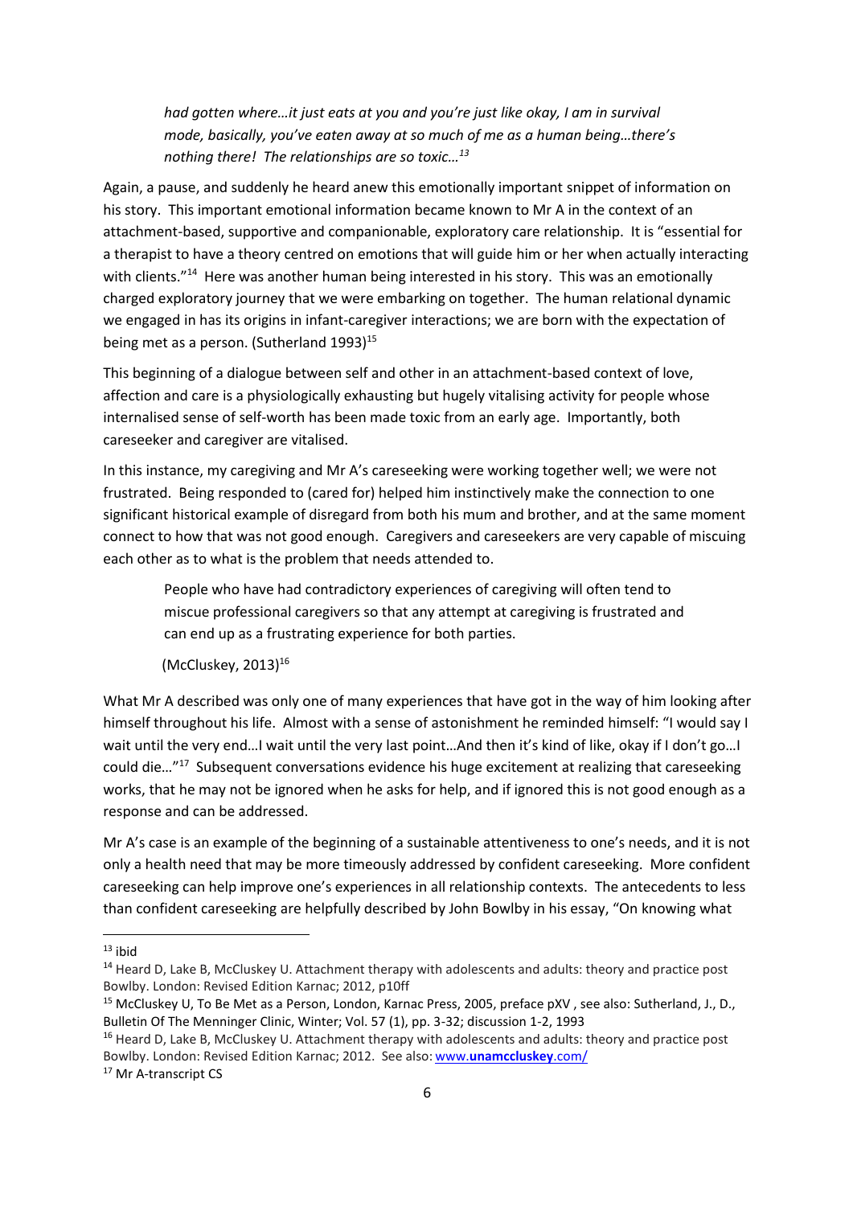> *had gotten where…it just eats at you and you're just like okay, I am in survival mode, basically, you've eaten away at so much of me as a human being…there's nothing there! The relationships are so toxic…*[13]

Again, a pause, and suddenly he heard anew this emotionally important snippet of information on his story. This important emotional information became known to Mr A in the context of an attachment-based, supportive and companionable, exploratory care relationship. It is "essential for a therapist to have a theory centred on emotions that will guide him or her when actually interacting with clients."[14] Here was another human being interested in his story. This was an emotionally charged exploratory journey that we were embarking on together. The human relational dynamic we engaged in has its origins in infant-caregiver interactions; we are born with the expectation of being met as a person. (Sutherland 1993)[15]

This beginning of a dialogue between self and other in an attachment-based context of love, affection and care is a physiologically exhausting but hugely vitalising activity for people whose internalised sense of self-worth has been made toxic from an early age. Importantly, both careseeker and caregiver are vitalised.

In this instance, my caregiving and Mr A's careseeking were working together well; we were not frustrated. Being responded to (cared for) helped him instinctively make the connection to one significant historical example of disregard from both his mum and brother, and at the same moment connect to how that was not good enough. Caregivers and careseekers are very capable of miscuing each other as to what is the problem that needs attended to.

> People who have had contradictory experiences of caregiving will often tend to miscue professional caregivers so that any attempt at caregiving is frustrated and can end up as a frustrating experience for both parties.
>
> (McCluskey, 2013)[16]

What Mr A described was only one of many experiences that have got in the way of him looking after himself throughout his life. Almost with a sense of astonishment he reminded himself: "I would say I wait until the very end…I wait until the very last point…And then it's kind of like, okay if I don't go…I could die…"[17] Subsequent conversations evidence his huge excitement at realizing that careseeking works, that he may not be ignored when he asks for help, and if ignored this is not good enough as a response and can be addressed.

Mr A's case is an example of the beginning of a sustainable attentiveness to one's needs, and it is not only a health need that may be more timeously addressed by confident careseeking. More confident careseeking can help improve one's experiences in all relationship contexts. The antecedents to less than confident careseeking are helpfully described by John Bowlby in his essay, "On knowing what

---

[13] ibid

[14] Heard D, Lake B, McCluskey U. Attachment therapy with adolescents and adults: theory and practice post Bowlby. London: Revised Edition Karnac; 2012, p10ff

[15] McCluskey U, To Be Met as a Person, London, Karnac Press, 2005, preface pXV , see also: Sutherland, J., D., Bulletin Of The Menninger Clinic, Winter; Vol. 57 (1), pp. 3-32; discussion 1-2, 1993

[16] Heard D, Lake B, McCluskey U. Attachment therapy with adolescents and adults: theory and practice post Bowlby. London: Revised Edition Karnac; 2012. See also: www.**unamccluskey**.com/

[17] Mr A-transcript CS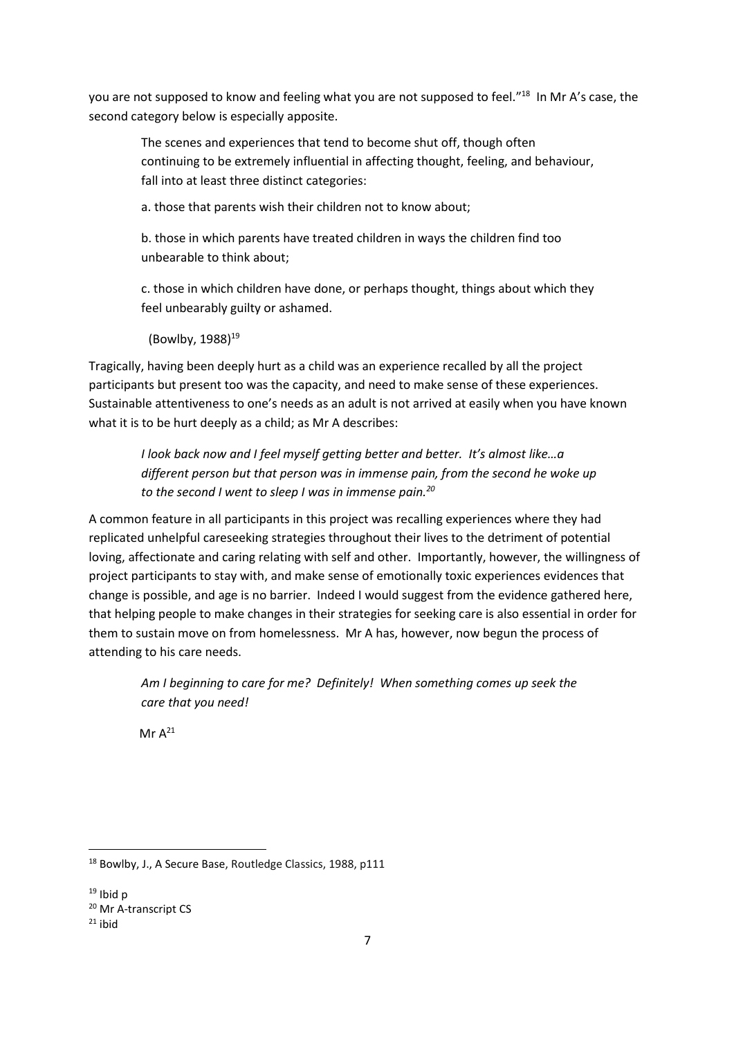you are not supposed to know and feeling what you are not supposed to feel."[18] In Mr A's case, the second category below is especially apposite.

> The scenes and experiences that tend to become shut off, though often continuing to be extremely influential in affecting thought, feeling, and behaviour, fall into at least three distinct categories:
>
> a. those that parents wish their children not to know about;
>
> b. those in which parents have treated children in ways the children find too unbearable to think about;
>
> c. those in which children have done, or perhaps thought, things about which they feel unbearably guilty or ashamed.
>
> (Bowlby, 1988)[19]

Tragically, having been deeply hurt as a child was an experience recalled by all the project participants but present too was the capacity, and need to make sense of these experiences. Sustainable attentiveness to one's needs as an adult is not arrived at easily when you have known what it is to be hurt deeply as a child; as Mr A describes:

> *I look back now and I feel myself getting better and better. It's almost like…a different person but that person was in immense pain, from the second he woke up to the second I went to sleep I was in immense pain.*[20]

A common feature in all participants in this project was recalling experiences where they had replicated unhelpful careseeking strategies throughout their lives to the detriment of potential loving, affectionate and caring relating with self and other. Importantly, however, the willingness of project participants to stay with, and make sense of emotionally toxic experiences evidences that change is possible, and age is no barrier. Indeed I would suggest from the evidence gathered here, that helping people to make changes in their strategies for seeking care is also essential in order for them to sustain move on from homelessness. Mr A has, however, now begun the process of attending to his care needs.

> *Am I beginning to care for me? Definitely! When something comes up seek the care that you need!*
>
> Mr A[21]

---

[18] Bowlby, J., A Secure Base, Routledge Classics, 1988, p111

[19] Ibid p

[20] Mr A-transcript CS

[21] ibid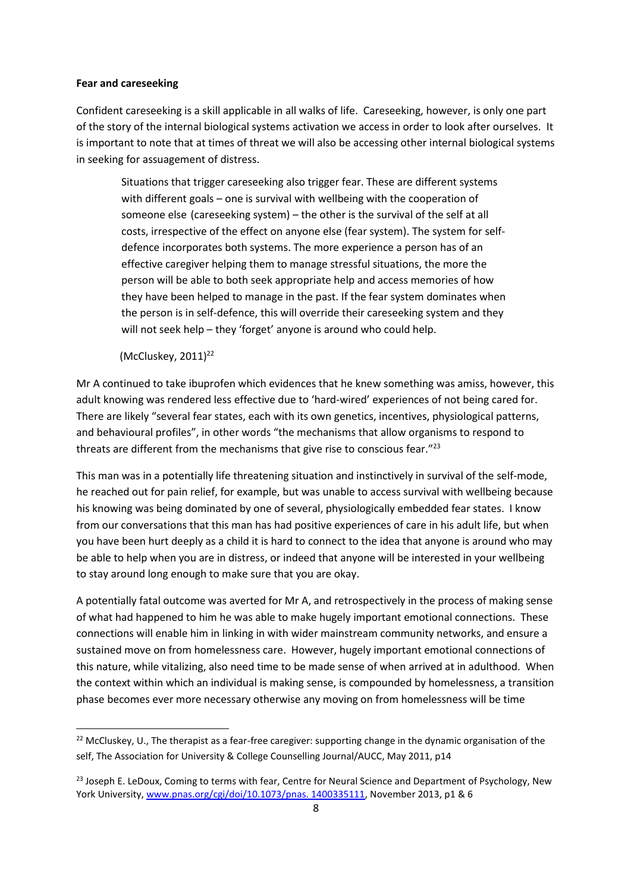**Fear and careseeking**

Confident careseeking is a skill applicable in all walks of life. Careseeking, however, is only one part of the story of the internal biological systems activation we access in order to look after ourselves. It is important to note that at times of threat we will also be accessing other internal biological systems in seeking for assuagement of distress.

> Situations that trigger careseeking also trigger fear. These are different systems with different goals – one is survival with wellbeing with the cooperation of someone else (careseeking system) – the other is the survival of the self at all costs, irrespective of the effect on anyone else (fear system). The system for self-defence incorporates both systems. The more experience a person has of an effective caregiver helping them to manage stressful situations, the more the person will be able to both seek appropriate help and access memories of how they have been helped to manage in the past. If the fear system dominates when the person is in self-defence, this will override their careseeking system and they will not seek help – they 'forget' anyone is around who could help.
>
> (McCluskey, 2011)[22]

Mr A continued to take ibuprofen which evidences that he knew something was amiss, however, this adult knowing was rendered less effective due to 'hard-wired' experiences of not being cared for. There are likely "several fear states, each with its own genetics, incentives, physiological patterns, and behavioural profiles", in other words "the mechanisms that allow organisms to respond to threats are different from the mechanisms that give rise to conscious fear."[23]

This man was in a potentially life threatening situation and instinctively in survival of the self-mode, he reached out for pain relief, for example, but was unable to access survival with wellbeing because his knowing was being dominated by one of several, physiologically embedded fear states. I know from our conversations that this man has had positive experiences of care in his adult life, but when you have been hurt deeply as a child it is hard to connect to the idea that anyone is around who may be able to help when you are in distress, or indeed that anyone will be interested in your wellbeing to stay around long enough to make sure that you are okay.

A potentially fatal outcome was averted for Mr A, and retrospectively in the process of making sense of what had happened to him he was able to make hugely important emotional connections. These connections will enable him in linking in with wider mainstream community networks, and ensure a sustained move on from homelessness care. However, hugely important emotional connections of this nature, while vitalizing, also need time to be made sense of when arrived at in adulthood. When the context within which an individual is making sense, is compounded by homelessness, a transition phase becomes ever more necessary otherwise any moving on from homelessness will be time

---

[22] McCluskey, U., The therapist as a fear-free caregiver: supporting change in the dynamic organisation of the self, The Association for University & College Counselling Journal/AUCC, May 2011, p14

[23] Joseph E. LeDoux, Coming to terms with fear, Centre for Neural Science and Department of Psychology, New York University, www.pnas.org/cgi/doi/10.1073/pnas. 1400335111, November 2013, p1 & 6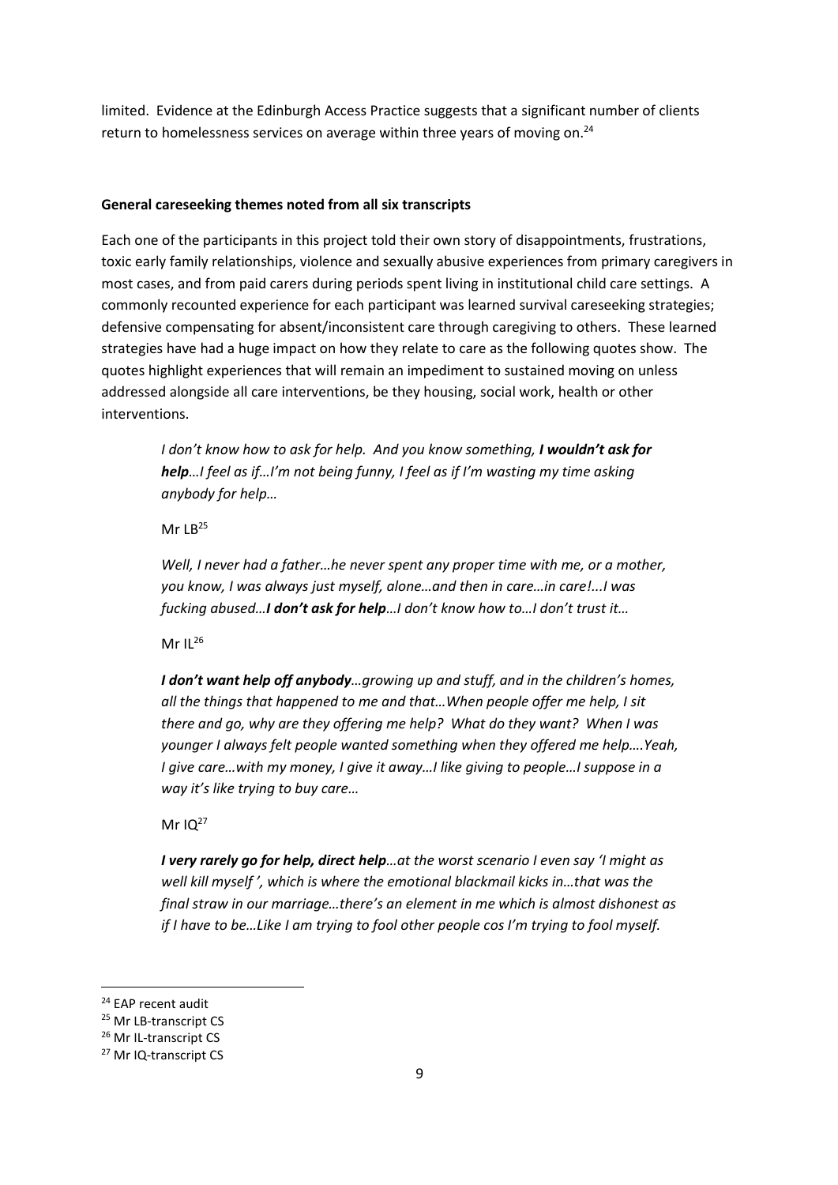limited. Evidence at the Edinburgh Access Practice suggests that a significant number of clients return to homelessness services on average within three years of moving on.[24]

**General careseeking themes noted from all six transcripts**

Each one of the participants in this project told their own story of disappointments, frustrations, toxic early family relationships, violence and sexually abusive experiences from primary caregivers in most cases, and from paid carers during periods spent living in institutional child care settings. A commonly recounted experience for each participant was learned survival careseeking strategies; defensive compensating for absent/inconsistent care through caregiving to others. These learned strategies have had a huge impact on how they relate to care as the following quotes show. The quotes highlight experiences that will remain an impediment to sustained moving on unless addressed alongside all care interventions, be they housing, social work, health or other interventions.

> *I don't know how to ask for help. And you know something,* ***I wouldn't ask for help****…I feel as if…I'm not being funny, I feel as if I'm wasting my time asking anybody for help…*
>
> Mr LB[25]
>
> *Well, I never had a father…he never spent any proper time with me, or a mother, you know, I was always just myself, alone…and then in care…in care!...I was fucking abused…* ***I don't ask for help****…I don't know how to…I don't trust it…*
>
> Mr IL[26]
>
> ***I don't want help off anybody****…growing up and stuff, and in the children's homes, all the things that happened to me and that…When people offer me help, I sit there and go, why are they offering me help? What do they want? When I was younger I always felt people wanted something when they offered me help….Yeah, I give care…with my money, I give it away…I like giving to people…I suppose in a way it's like trying to buy care…*
>
> Mr IQ[27]
>
> ***I very rarely go for help, direct help****…at the worst scenario I even say 'I might as well kill myself ', which is where the emotional blackmail kicks in…that was the final straw in our marriage…there's an element in me which is almost dishonest as if I have to be…Like I am trying to fool other people cos I'm trying to fool myself.*

---

[24] EAP recent audit

[25] Mr LB-transcript CS

[26] Mr IL-transcript CS

[27] Mr IQ-transcript CS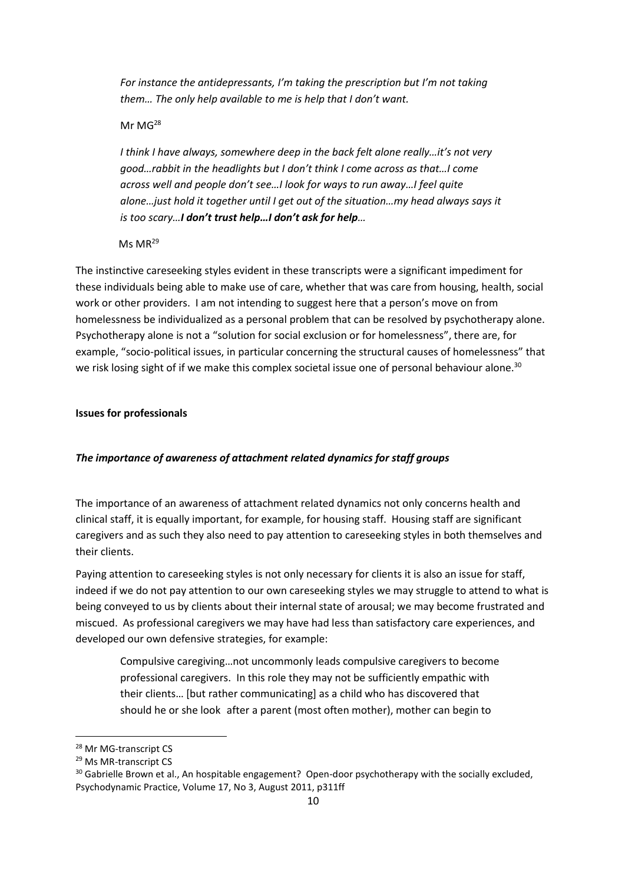> *For instance the antidepressants, I'm taking the prescription but I'm not taking them… The only help available to me is help that I don't want.*
>
> Mr MG[28]
>
> *I think I have always, somewhere deep in the back felt alone really…it's not very good…rabbit in the headlights but I don't think I come across as that…I come across well and people don't see…I look for ways to run away…I feel quite alone…just hold it together until I get out of the situation…my head always says it is too scary…**I don't trust help…I don't ask for help**…*
>
> Ms MR[29]

The instinctive careseeking styles evident in these transcripts were a significant impediment for these individuals being able to make use of care, whether that was care from housing, health, social work or other providers. I am not intending to suggest here that a person's move on from homelessness be individualized as a personal problem that can be resolved by psychotherapy alone. Psychotherapy alone is not a "solution for social exclusion or for homelessness", there are, for example, "socio-political issues, in particular concerning the structural causes of homelessness" that we risk losing sight of if we make this complex societal issue one of personal behaviour alone.[30]

**Issues for professionals**

***The importance of awareness of attachment related dynamics for staff groups***

The importance of an awareness of attachment related dynamics not only concerns health and clinical staff, it is equally important, for example, for housing staff. Housing staff are significant caregivers and as such they also need to pay attention to careseeking styles in both themselves and their clients.

Paying attention to careseeking styles is not only necessary for clients it is also an issue for staff, indeed if we do not pay attention to our own careseeking styles we may struggle to attend to what is being conveyed to us by clients about their internal state of arousal; we may become frustrated and miscued. As professional caregivers we may have had less than satisfactory care experiences, and developed our own defensive strategies, for example:

> Compulsive caregiving…not uncommonly leads compulsive caregivers to become professional caregivers. In this role they may not be sufficiently empathic with their clients… [but rather communicating] as a child who has discovered that should he or she look after a parent (most often mother), mother can begin to

---

[28] Mr MG-transcript CS

[29] Ms MR-transcript CS

[30] Gabrielle Brown et al., An hospitable engagement? Open-door psychotherapy with the socially excluded, Psychodynamic Practice, Volume 17, No 3, August 2011, p311ff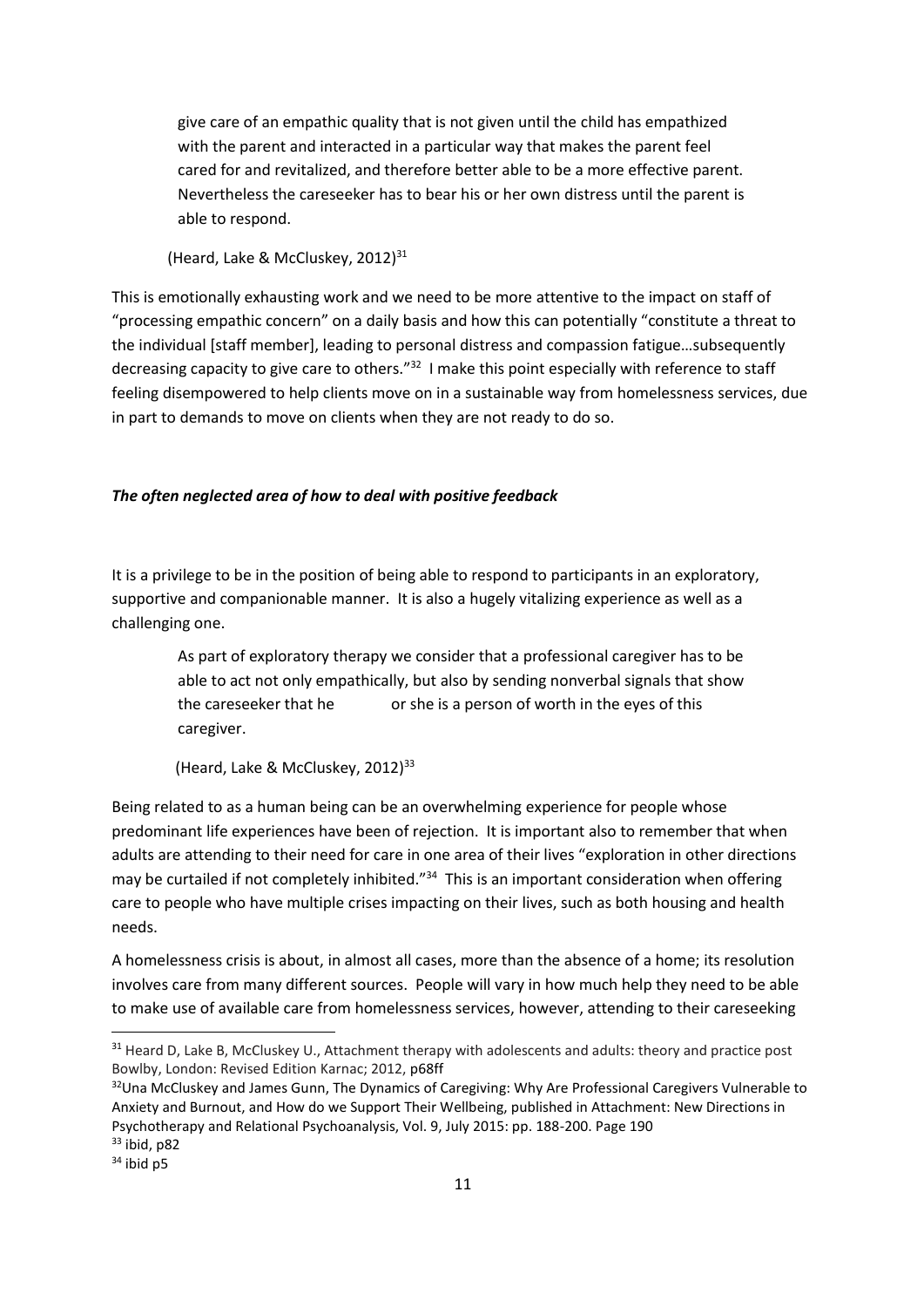> give care of an empathic quality that is not given until the child has empathized with the parent and interacted in a particular way that makes the parent feel cared for and revitalized, and therefore better able to be a more effective parent. Nevertheless the careseeker has to bear his or her own distress until the parent is able to respond.
>
> (Heard, Lake & McCluskey, 2012)[31]

This is emotionally exhausting work and we need to be more attentive to the impact on staff of "processing empathic concern" on a daily basis and how this can potentially "constitute a threat to the individual [staff member], leading to personal distress and compassion fatigue…subsequently decreasing capacity to give care to others."[32] I make this point especially with reference to staff feeling disempowered to help clients move on in a sustainable way from homelessness services, due in part to demands to move on clients when they are not ready to do so.

***The often neglected area of how to deal with positive feedback***

It is a privilege to be in the position of being able to respond to participants in an exploratory, supportive and companionable manner. It is also a hugely vitalizing experience as well as a challenging one.

> As part of exploratory therapy we consider that a professional caregiver has to be able to act not only empathically, but also by sending nonverbal signals that show the careseeker that he or she is a person of worth in the eyes of this caregiver.
>
> (Heard, Lake & McCluskey, 2012)[33]

Being related to as a human being can be an overwhelming experience for people whose predominant life experiences have been of rejection. It is important also to remember that when adults are attending to their need for care in one area of their lives "exploration in other directions may be curtailed if not completely inhibited."[34] This is an important consideration when offering care to people who have multiple crises impacting on their lives, such as both housing and health needs.

A homelessness crisis is about, in almost all cases, more than the absence of a home; its resolution involves care from many different sources. People will vary in how much help they need to be able to make use of available care from homelessness services, however, attending to their careseeking

---

[31] Heard D, Lake B, McCluskey U., Attachment therapy with adolescents and adults: theory and practice post Bowlby, London: Revised Edition Karnac; 2012, p68ff

[32] Una McCluskey and James Gunn, The Dynamics of Caregiving: Why Are Professional Caregivers Vulnerable to Anxiety and Burnout, and How do we Support Their Wellbeing, published in Attachment: New Directions in Psychotherapy and Relational Psychoanalysis, Vol. 9, July 2015: pp. 188-200. Page 190

[33] ibid, p82

[34] ibid p5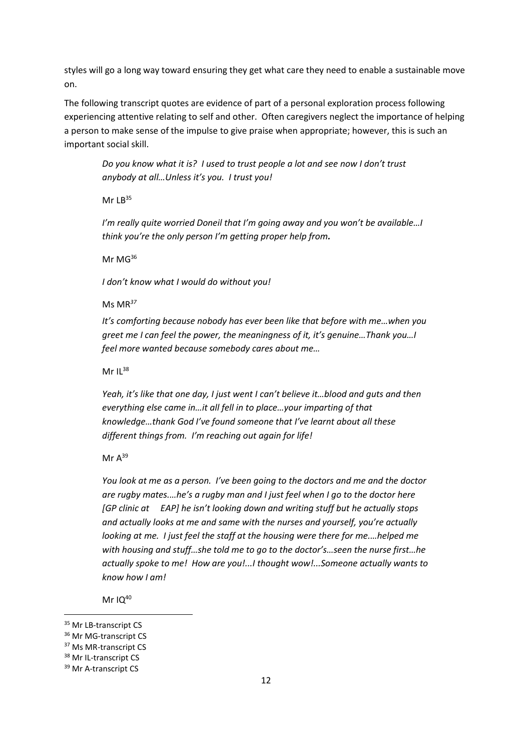styles will go a long way toward ensuring they get what care they need to enable a sustainable move on.

The following transcript quotes are evidence of part of a personal exploration process following experiencing attentive relating to self and other. Often caregivers neglect the importance of helping a person to make sense of the impulse to give praise when appropriate; however, this is such an important social skill.

> *Do you know what it is? I used to trust people a lot and see now I don't trust anybody at all…Unless it's you. I trust you!*
>
> Mr LB[35]
>
> *I'm really quite worried Doneil that I'm going away and you won't be available…I think you're the only person I'm getting proper help from.*
>
> Mr MG[36]
>
> *I don't know what I would do without you!*
>
> Ms MR[37]
>
> *It's comforting because nobody has ever been like that before with me…when you greet me I can feel the power, the meaningness of it, it's genuine…Thank you…I feel more wanted because somebody cares about me…*
>
> Mr IL[38]
>
> *Yeah, it's like that one day, I just went I can't believe it…blood and guts and then everything else came in…it all fell in to place…your imparting of that knowledge…thank God I've found someone that I've learnt about all these different things from. I'm reaching out again for life!*
>
> Mr A[39]
>
> *You look at me as a person. I've been going to the doctors and me and the doctor are rugby mates.…he's a rugby man and I just feel when I go to the doctor here [GP clinic at EAP] he isn't looking down and writing stuff but he actually stops and actually looks at me and same with the nurses and yourself, you're actually looking at me. I just feel the staff at the housing were there for me.…helped me with housing and stuff…she told me to go to the doctor's…seen the nurse first…he actually spoke to me! How are you!...I thought wow!...Someone actually wants to know how I am!*
>
> Mr IQ[40]

---

[35] Mr LB-transcript CS

[36] Mr MG-transcript CS

[37] Ms MR-transcript CS

[38] Mr IL-transcript CS

[39] Mr A-transcript CS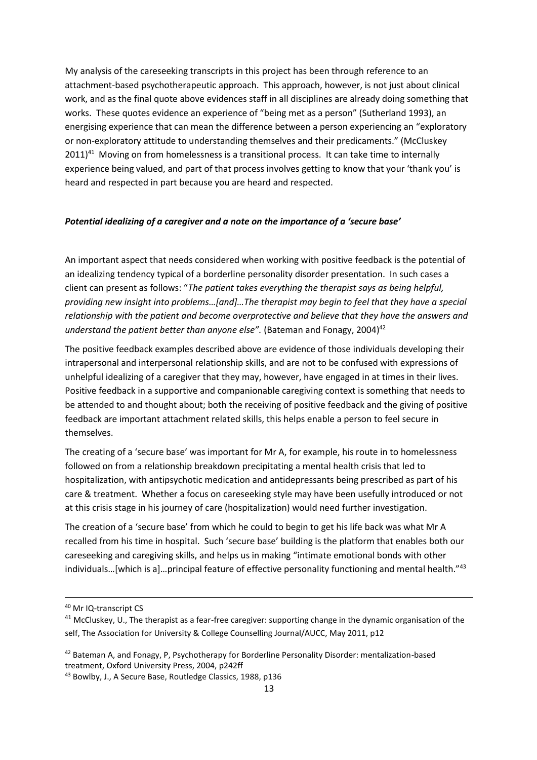My analysis of the careseeking transcripts in this project has been through reference to an attachment-based psychotherapeutic approach. This approach, however, is not just about clinical work, and as the final quote above evidences staff in all disciplines are already doing something that works. These quotes evidence an experience of "being met as a person" (Sutherland 1993), an energising experience that can mean the difference between a person experiencing an "exploratory or non-exploratory attitude to understanding themselves and their predicaments." (McCluskey 2011)[41] Moving on from homelessness is a transitional process. It can take time to internally experience being valued, and part of that process involves getting to know that your 'thank you' is heard and respected in part because you are heard and respected.

### ***Potential idealizing of a caregiver and a note on the importance of a 'secure base'***

An important aspect that needs considered when working with positive feedback is the potential of an idealizing tendency typical of a borderline personality disorder presentation. In such cases a client can present as follows: "*The patient takes everything the therapist says as being helpful, providing new insight into problems…[and]…The therapist may begin to feel that they have a special relationship with the patient and become overprotective and believe that they have the answers and understand the patient better than anyone else".* (Bateman and Fonagy, 2004)[42]

The positive feedback examples described above are evidence of those individuals developing their intrapersonal and interpersonal relationship skills, and are not to be confused with expressions of unhelpful idealizing of a caregiver that they may, however, have engaged in at times in their lives. Positive feedback in a supportive and companionable caregiving context is something that needs to be attended to and thought about; both the receiving of positive feedback and the giving of positive feedback are important attachment related skills, this helps enable a person to feel secure in themselves.

The creating of a 'secure base' was important for Mr A, for example, his route in to homelessness followed on from a relationship breakdown precipitating a mental health crisis that led to hospitalization, with antipsychotic medication and antidepressants being prescribed as part of his care & treatment. Whether a focus on careseeking style may have been usefully introduced or not at this crisis stage in his journey of care (hospitalization) would need further investigation.

The creation of a 'secure base' from which he could to begin to get his life back was what Mr A recalled from his time in hospital. Such 'secure base' building is the platform that enables both our careseeking and caregiving skills, and helps us in making "intimate emotional bonds with other individuals…[which is a]…principal feature of effective personality functioning and mental health."[43]

---

[40] Mr IQ-transcript CS

[41] McCluskey, U., The therapist as a fear-free caregiver: supporting change in the dynamic organisation of the self, The Association for University & College Counselling Journal/AUCC, May 2011, p12

[42] Bateman A, and Fonagy, P, Psychotherapy for Borderline Personality Disorder: mentalization-based treatment, Oxford University Press, 2004, p242ff

[43] Bowlby, J., A Secure Base, Routledge Classics, 1988, p136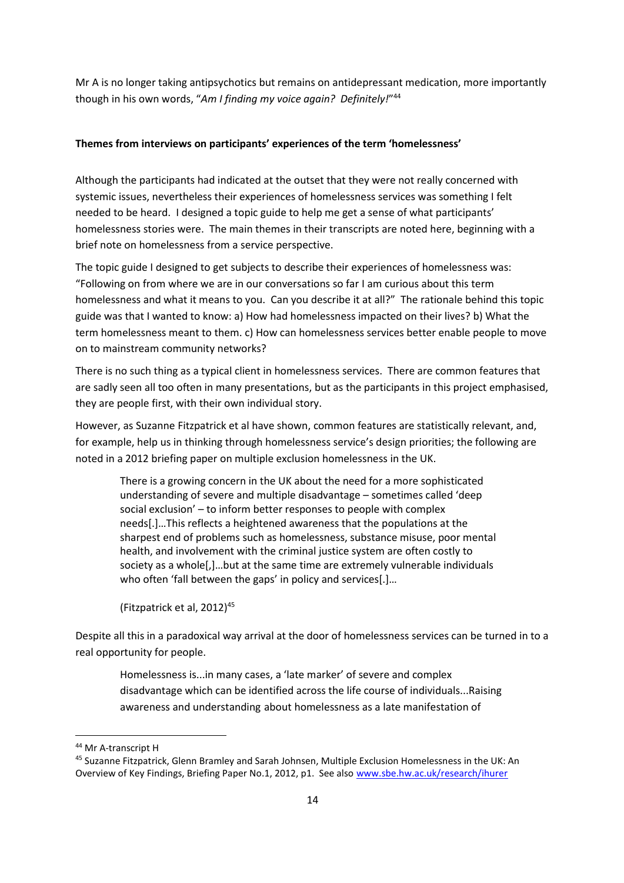Mr A is no longer taking antipsychotics but remains on antidepressant medication, more importantly though in his own words, "*Am I finding my voice again? Definitely!*"[44]

**Themes from interviews on participants' experiences of the term 'homelessness'**

Although the participants had indicated at the outset that they were not really concerned with systemic issues, nevertheless their experiences of homelessness services was something I felt needed to be heard. I designed a topic guide to help me get a sense of what participants' homelessness stories were. The main themes in their transcripts are noted here, beginning with a brief note on homelessness from a service perspective.

The topic guide I designed to get subjects to describe their experiences of homelessness was: "Following on from where we are in our conversations so far I am curious about this term homelessness and what it means to you. Can you describe it at all?" The rationale behind this topic guide was that I wanted to know: a) How had homelessness impacted on their lives? b) What the term homelessness meant to them. c) How can homelessness services better enable people to move on to mainstream community networks?

There is no such thing as a typical client in homelessness services. There are common features that are sadly seen all too often in many presentations, but as the participants in this project emphasised, they are people first, with their own individual story.

However, as Suzanne Fitzpatrick et al have shown, common features are statistically relevant, and, for example, help us in thinking through homelessness service's design priorities; the following are noted in a 2012 briefing paper on multiple exclusion homelessness in the UK.

> There is a growing concern in the UK about the need for a more sophisticated understanding of severe and multiple disadvantage – sometimes called 'deep social exclusion' – to inform better responses to people with complex needs[.]…This reflects a heightened awareness that the populations at the sharpest end of problems such as homelessness, substance misuse, poor mental health, and involvement with the criminal justice system are often costly to society as a whole[,]…but at the same time are extremely vulnerable individuals who often 'fall between the gaps' in policy and services[.]…
>
> (Fitzpatrick et al, 2012)[45]

Despite all this in a paradoxical way arrival at the door of homelessness services can be turned in to a real opportunity for people.

> Homelessness is...in many cases, a 'late marker' of severe and complex disadvantage which can be identified across the life course of individuals...Raising awareness and understanding about homelessness as a late manifestation of

---

[44] Mr A-transcript H

[45] Suzanne Fitzpatrick, Glenn Bramley and Sarah Johnsen, Multiple Exclusion Homelessness in the UK: An Overview of Key Findings, Briefing Paper No.1, 2012, p1. See also www.sbe.hw.ac.uk/research/ihurer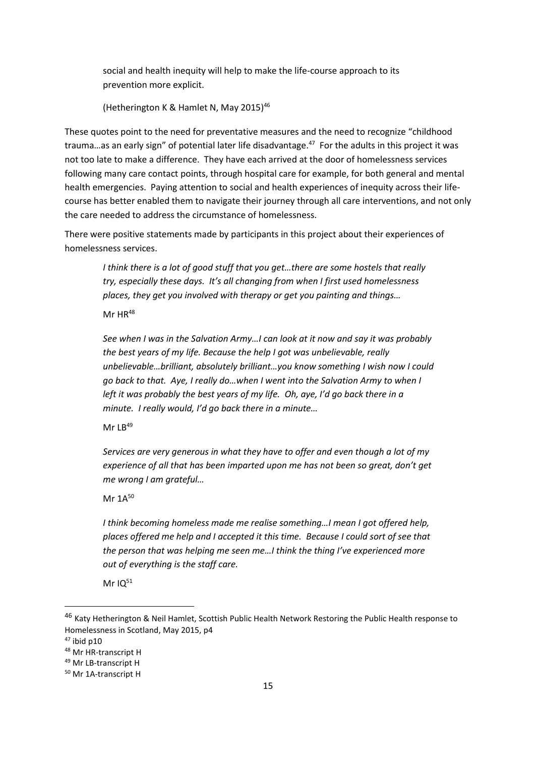social and health inequity will help to make the life-course approach to its prevention more explicit.

(Hetherington K & Hamlet N, May 2015)[46]

These quotes point to the need for preventative measures and the need to recognize "childhood trauma…as an early sign" of potential later life disadvantage.[47] For the adults in this project it was not too late to make a difference. They have each arrived at the door of homelessness services following many care contact points, through hospital care for example, for both general and mental health emergencies. Paying attention to social and health experiences of inequity across their life-course has better enabled them to navigate their journey through all care interventions, and not only the care needed to address the circumstance of homelessness.

There were positive statements made by participants in this project about their experiences of homelessness services.

> *I think there is a lot of good stuff that you get…there are some hostels that really try, especially these days. It's all changing from when I first used homelessness places, they get you involved with therapy or get you painting and things…*
>
> Mr HR[48]

> *See when I was in the Salvation Army…I can look at it now and say it was probably the best years of my life. Because the help I got was unbelievable, really unbelievable…brilliant, absolutely brilliant…you know something I wish now I could go back to that. Aye, I really do…when I went into the Salvation Army to when I left it was probably the best years of my life. Oh, aye, I'd go back there in a minute. I really would, I'd go back there in a minute…*
>
> Mr LB[49]

> *Services are very generous in what they have to offer and even though a lot of my experience of all that has been imparted upon me has not been so great, don't get me wrong I am grateful…*
>
> Mr 1A[50]

> *I think becoming homeless made me realise something…I mean I got offered help, places offered me help and I accepted it this time. Because I could sort of see that the person that was helping me seen me…I think the thing I've experienced more out of everything is the staff care.*
>
> Mr IQ[51]

---

[46] Katy Hetherington & Neil Hamlet, Scottish Public Health Network Restoring the Public Health response to Homelessness in Scotland, May 2015, p4

[47] ibid p10

[48] Mr HR-transcript H

[49] Mr LB-transcript H

[50] Mr 1A-transcript H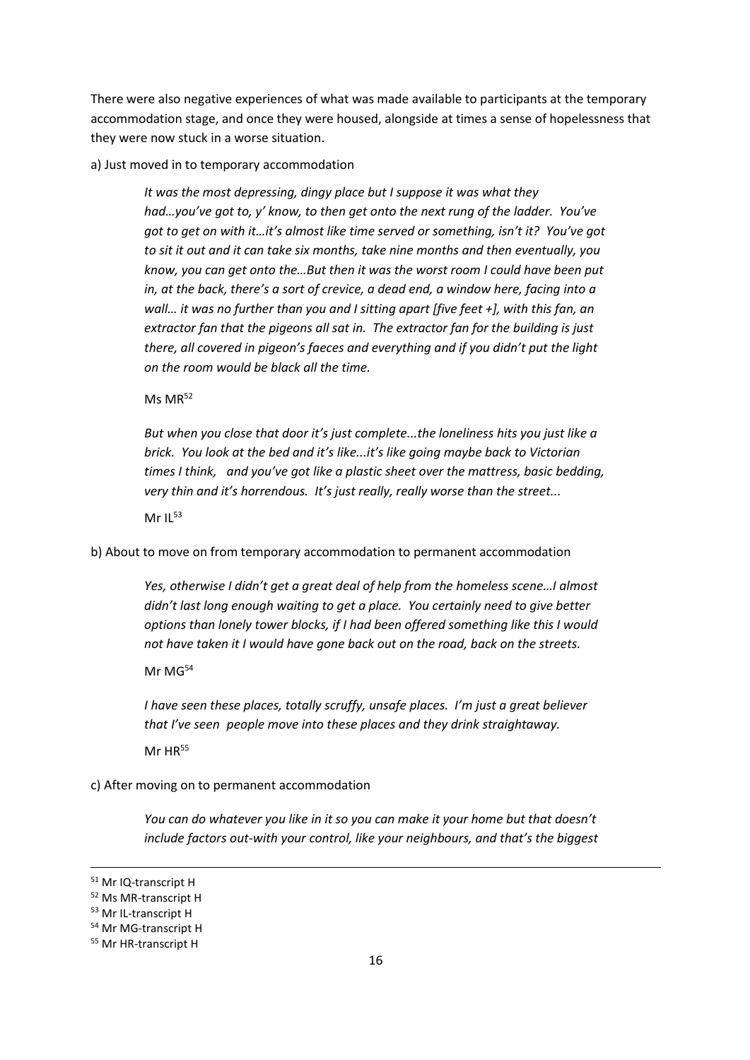There were also negative experiences of what was made available to participants at the temporary accommodation stage, and once they were housed, alongside at times a sense of hopelessness that they were now stuck in a worse situation.

a) Just moved in to temporary accommodation

> *It was the most depressing, dingy place but I suppose it was what they had…you've got to, y' know, to then get onto the next rung of the ladder. You've got to get on with it…it's almost like time served or something, isn't it? You've got to sit it out and it can take six months, take nine months and then eventually, you know, you can get onto the…But then it was the worst room I could have been put in, at the back, there's a sort of crevice, a dead end, a window here, facing into a wall… it was no further than you and I sitting apart [five feet +], with this fan, an extractor fan that the pigeons all sat in. The extractor fan for the building is just there, all covered in pigeon's faeces and everything and if you didn't put the light on the room would be black all the time.*
>
> Ms MR[52]
>
> *But when you close that door it's just complete...the loneliness hits you just like a brick. You look at the bed and it's like...it's like going maybe back to Victorian times I think, and you've got like a plastic sheet over the mattress, basic bedding, very thin and it's horrendous. It's just really, really worse than the street...*
>
> Mr IL[53]

b) About to move on from temporary accommodation to permanent accommodation

> *Yes, otherwise I didn't get a great deal of help from the homeless scene…I almost didn't last long enough waiting to get a place. You certainly need to give better options than lonely tower blocks, if I had been offered something like this I would not have taken it I would have gone back out on the road, back on the streets.*
>
> Mr MG[54]
>
> *I have seen these places, totally scruffy, unsafe places. I'm just a great believer that I've seen people move into these places and they drink straightaway.*
>
> Mr HR[55]

c) After moving on to permanent accommodation

> *You can do whatever you like in it so you can make it your home but that doesn't include factors out-with your control, like your neighbours, and that's the biggest*

---

[51] Mr IQ-transcript H

[52] Ms MR-transcript H

[53] Mr IL-transcript H

[54] Mr MG-transcript H

[55] Mr HR-transcript H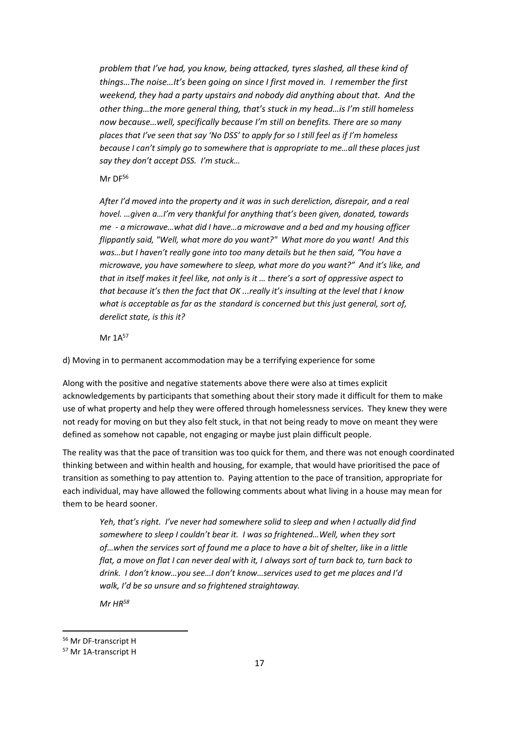*problem that I've had, you know, being attacked, tyres slashed, all these kind of things…The noise…It's been going on since I first moved in. I remember the first weekend, they had a party upstairs and nobody did anything about that. And the other thing…the more general thing, that's stuck in my head…is I'm still homeless now because…well, specifically because I'm still on benefits. There are so many places that I've seen that say 'No DSS' to apply for so I still feel as if I'm homeless because I can't simply go to somewhere that is appropriate to me…all these places just say they don't accept DSS. I'm stuck…*

Mr DF[56]

*After I'd moved into the property and it was in such dereliction, disrepair, and a real hovel. …given a…I'm very thankful for anything that's been given, donated, towards me - a microwave…what did I have…a microwave and a bed and my housing officer flippantly said, "Well, what more do you want?" What more do you want! And this was…but I haven't really gone into too many details but he then said, "You have a microwave, you have somewhere to sleep, what more do you want?" And it's like, and that in itself makes it feel like, not only is it … there's a sort of oppressive aspect to that because it's then the fact that OK ...really it's insulting at the level that I know what is acceptable as far as the standard is concerned but this just general, sort of, derelict state, is this it?*

Mr 1A[57]

d) Moving in to permanent accommodation may be a terrifying experience for some

Along with the positive and negative statements above there were also at times explicit acknowledgements by participants that something about their story made it difficult for them to make use of what property and help they were offered through homelessness services. They knew they were not ready for moving on but they also felt stuck, in that not being ready to move on meant they were defined as somehow not capable, not engaging or maybe just plain difficult people.

The reality was that the pace of transition was too quick for them, and there was not enough coordinated thinking between and within health and housing, for example, that would have prioritised the pace of transition as something to pay attention to. Paying attention to the pace of transition, appropriate for each individual, may have allowed the following comments about what living in a house may mean for them to be heard sooner.

*Yeh, that's right. I've never had somewhere solid to sleep and when I actually did find somewhere to sleep I couldn't bear it. I was so frightened…Well, when they sort of…when the services sort of found me a place to have a bit of shelter, like in a little flat, a move on flat I can never deal with it, I always sort of turn back to, turn back to drink. I don't know…you see…I don't know…services used to get me places and I'd walk, I'd be so unsure and so frightened straightaway.*

*Mr HR[58]*

[56] Mr DF-transcript H

[57] Mr 1A-transcript H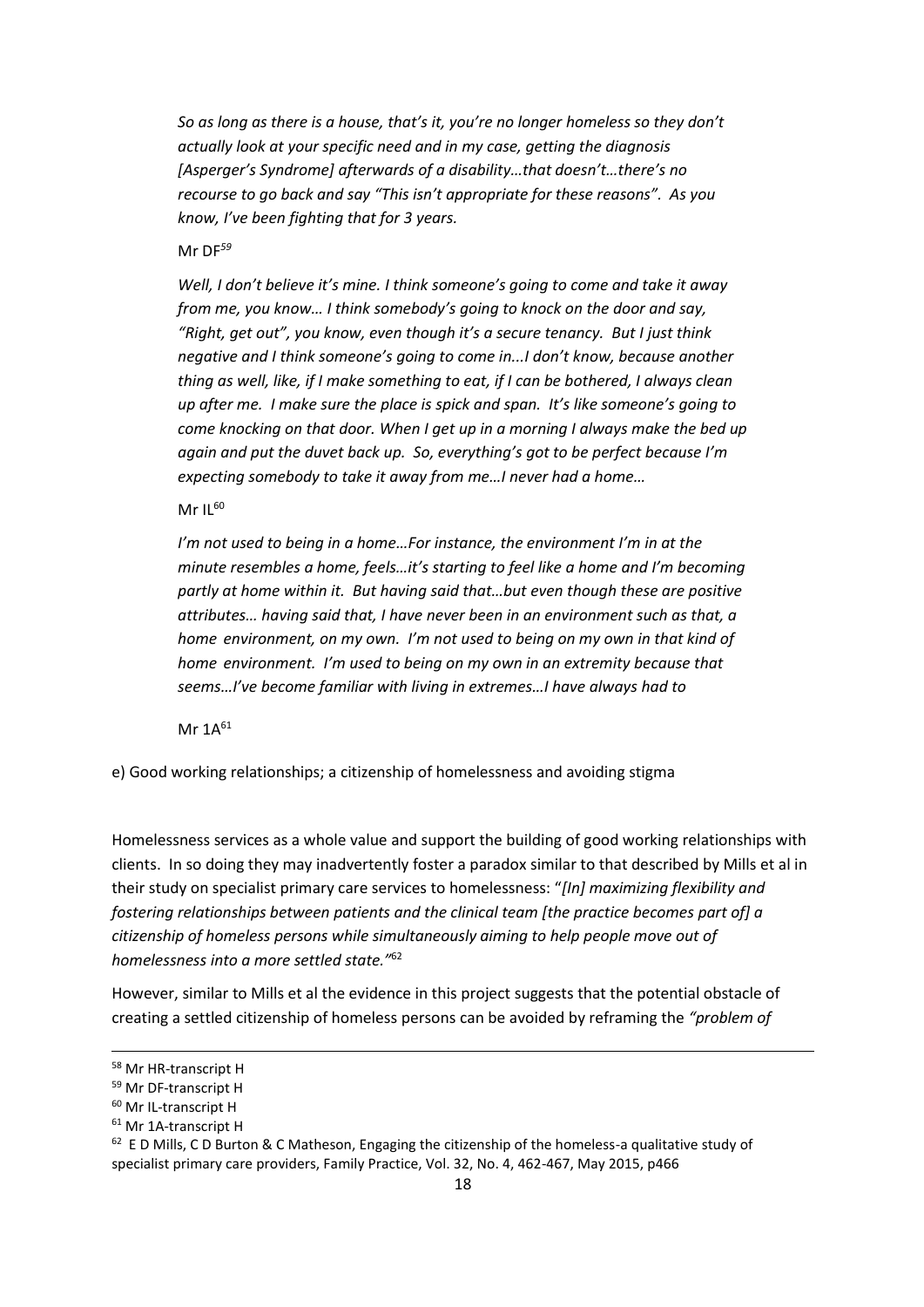*So as long as there is a house, that's it, you're no longer homeless so they don't actually look at your specific need and in my case, getting the diagnosis [Asperger's Syndrome] afterwards of a disability…that doesn't…there's no recourse to go back and say "This isn't appropriate for these reasons". As you know, I've been fighting that for 3 years.*

Mr DF[59]

*Well, I don't believe it's mine. I think someone's going to come and take it away from me, you know… I think somebody's going to knock on the door and say, "Right, get out", you know, even though it's a secure tenancy. But I just think negative and I think someone's going to come in...I don't know, because another thing as well, like, if I make something to eat, if I can be bothered, I always clean up after me. I make sure the place is spick and span. It's like someone's going to come knocking on that door. When I get up in a morning I always make the bed up again and put the duvet back up. So, everything's got to be perfect because I'm expecting somebody to take it away from me…I never had a home…*

Mr IL[60]

*I'm not used to being in a home…For instance, the environment I'm in at the minute resembles a home, feels…it's starting to feel like a home and I'm becoming partly at home within it. But having said that…but even though these are positive attributes… having said that, I have never been in an environment such as that, a home environment, on my own. I'm not used to being on my own in that kind of home environment. I'm used to being on my own in an extremity because that seems…I've become familiar with living in extremes…I have always had to*

Mr 1A[61]

e) Good working relationships; a citizenship of homelessness and avoiding stigma

Homelessness services as a whole value and support the building of good working relationships with clients. In so doing they may inadvertently foster a paradox similar to that described by Mills et al in their study on specialist primary care services to homelessness: "*[In] maximizing flexibility and fostering relationships between patients and the clinical team [the practice becomes part of] a citizenship of homeless persons while simultaneously aiming to help people move out of homelessness into a more settled state."*[62]

However, similar to Mills et al the evidence in this project suggests that the potential obstacle of creating a settled citizenship of homeless persons can be avoided by reframing the *"problem of*

---

[58] Mr HR-transcript H

[59] Mr DF-transcript H

[60] Mr IL-transcript H

[61] Mr 1A-transcript H

[62] E D Mills, C D Burton & C Matheson, Engaging the citizenship of the homeless-a qualitative study of specialist primary care providers, Family Practice, Vol. 32, No. 4, 462-467, May 2015, p466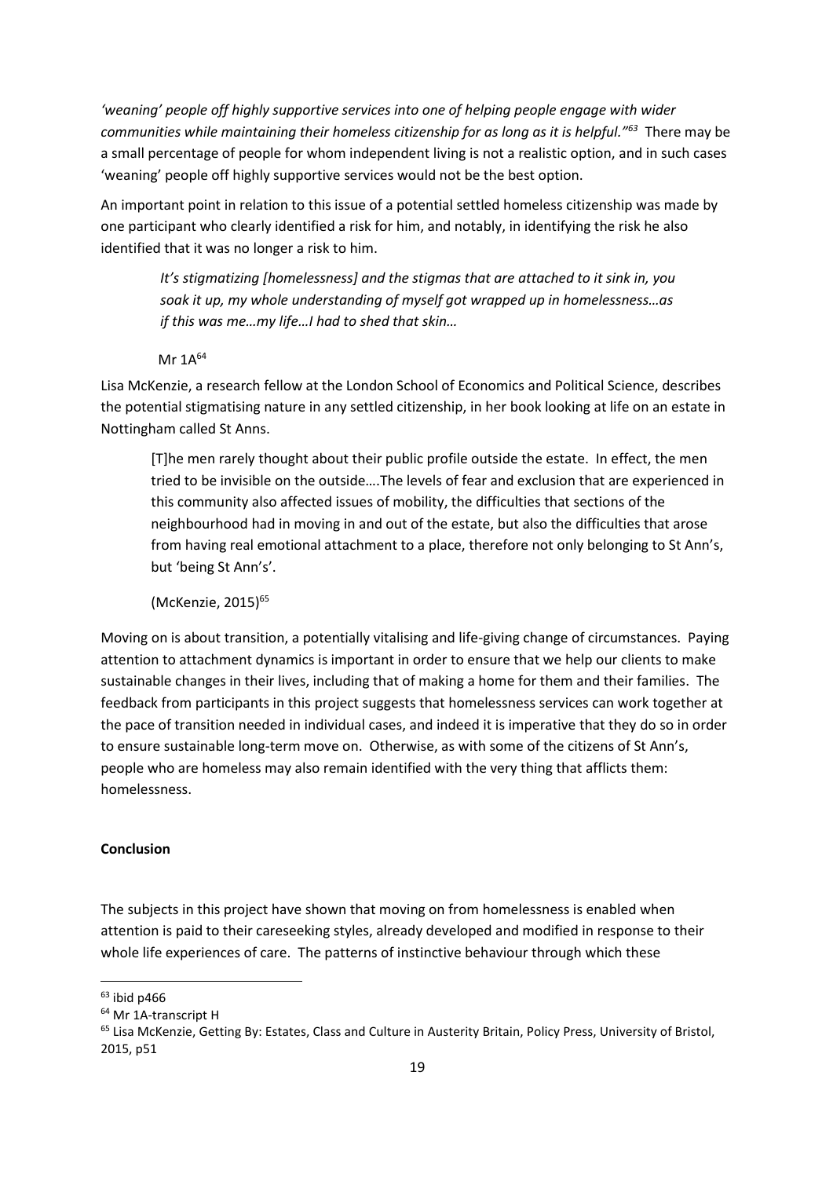*'weaning' people off highly supportive services into one of helping people engage with wider communities while maintaining their homeless citizenship for as long as it is helpful."*[63] There may be a small percentage of people for whom independent living is not a realistic option, and in such cases 'weaning' people off highly supportive services would not be the best option.

An important point in relation to this issue of a potential settled homeless citizenship was made by one participant who clearly identified a risk for him, and notably, in identifying the risk he also identified that it was no longer a risk to him.

> *It's stigmatizing [homelessness] and the stigmas that are attached to it sink in, you soak it up, my whole understanding of myself got wrapped up in homelessness…as if this was me…my life…I had to shed that skin…*
>
> Mr 1A[64]

Lisa McKenzie, a research fellow at the London School of Economics and Political Science, describes the potential stigmatising nature in any settled citizenship, in her book looking at life on an estate in Nottingham called St Anns.

> [T]he men rarely thought about their public profile outside the estate. In effect, the men tried to be invisible on the outside….The levels of fear and exclusion that are experienced in this community also affected issues of mobility, the difficulties that sections of the neighbourhood had in moving in and out of the estate, but also the difficulties that arose from having real emotional attachment to a place, therefore not only belonging to St Ann's, but 'being St Ann's'.
>
> (McKenzie, 2015)[65]

Moving on is about transition, a potentially vitalising and life-giving change of circumstances. Paying attention to attachment dynamics is important in order to ensure that we help our clients to make sustainable changes in their lives, including that of making a home for them and their families. The feedback from participants in this project suggests that homelessness services can work together at the pace of transition needed in individual cases, and indeed it is imperative that they do so in order to ensure sustainable long-term move on. Otherwise, as with some of the citizens of St Ann's, people who are homeless may also remain identified with the very thing that afflicts them: homelessness.

**Conclusion**

The subjects in this project have shown that moving on from homelessness is enabled when attention is paid to their careseeking styles, already developed and modified in response to their whole life experiences of care. The patterns of instinctive behaviour through which these

---

[63] ibid p466

[64] Mr 1A-transcript H

[65] Lisa McKenzie, Getting By: Estates, Class and Culture in Austerity Britain, Policy Press, University of Bristol, 2015, p51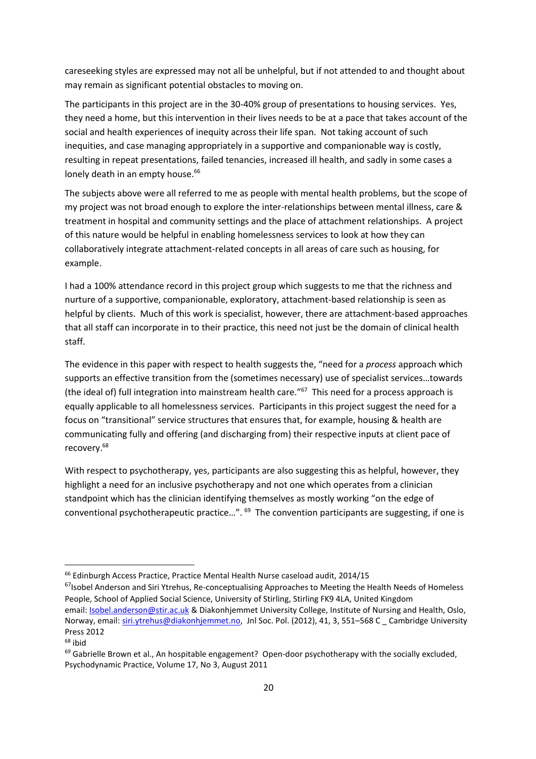careseeking styles are expressed may not all be unhelpful, but if not attended to and thought about may remain as significant potential obstacles to moving on.

The participants in this project are in the 30-40% group of presentations to housing services. Yes, they need a home, but this intervention in their lives needs to be at a pace that takes account of the social and health experiences of inequity across their life span. Not taking account of such inequities, and case managing appropriately in a supportive and companionable way is costly, resulting in repeat presentations, failed tenancies, increased ill health, and sadly in some cases a lonely death in an empty house.[66]

The subjects above were all referred to me as people with mental health problems, but the scope of my project was not broad enough to explore the inter-relationships between mental illness, care & treatment in hospital and community settings and the place of attachment relationships. A project of this nature would be helpful in enabling homelessness services to look at how they can collaboratively integrate attachment-related concepts in all areas of care such as housing, for example.

I had a 100% attendance record in this project group which suggests to me that the richness and nurture of a supportive, companionable, exploratory, attachment-based relationship is seen as helpful by clients. Much of this work is specialist, however, there are attachment-based approaches that all staff can incorporate in to their practice, this need not just be the domain of clinical health staff.

The evidence in this paper with respect to health suggests the, "need for a *process* approach which supports an effective transition from the (sometimes necessary) use of specialist services…towards (the ideal of) full integration into mainstream health care."[67] This need for a process approach is equally applicable to all homelessness services. Participants in this project suggest the need for a focus on "transitional" service structures that ensures that, for example, housing & health are communicating fully and offering (and discharging from) their respective inputs at client pace of recovery.[68]

With respect to psychotherapy, yes, participants are also suggesting this as helpful, however, they highlight a need for an inclusive psychotherapy and not one which operates from a clinician standpoint which has the clinician identifying themselves as mostly working "on the edge of conventional psychotherapeutic practice…".[69] The convention participants are suggesting, if one is

---

[66] Edinburgh Access Practice, Practice Mental Health Nurse caseload audit, 2014/15

[67] Isobel Anderson and Siri Ytrehus, Re-conceptualising Approaches to Meeting the Health Needs of Homeless People, School of Applied Social Science, University of Stirling, Stirling FK9 4LA, United Kingdom email: Isobel.anderson@stir.ac.uk & Diakonhjemmet University College, Institute of Nursing and Health, Oslo, Norway, email: siri.ytrehus@diakonhjemmet.no, Jnl Soc. Pol. (2012), 41, 3, 551–568 C _ Cambridge University Press 2012

[68] ibid

[69] Gabrielle Brown et al., An hospitable engagement? Open-door psychotherapy with the socially excluded, Psychodynamic Practice, Volume 17, No 3, August 2011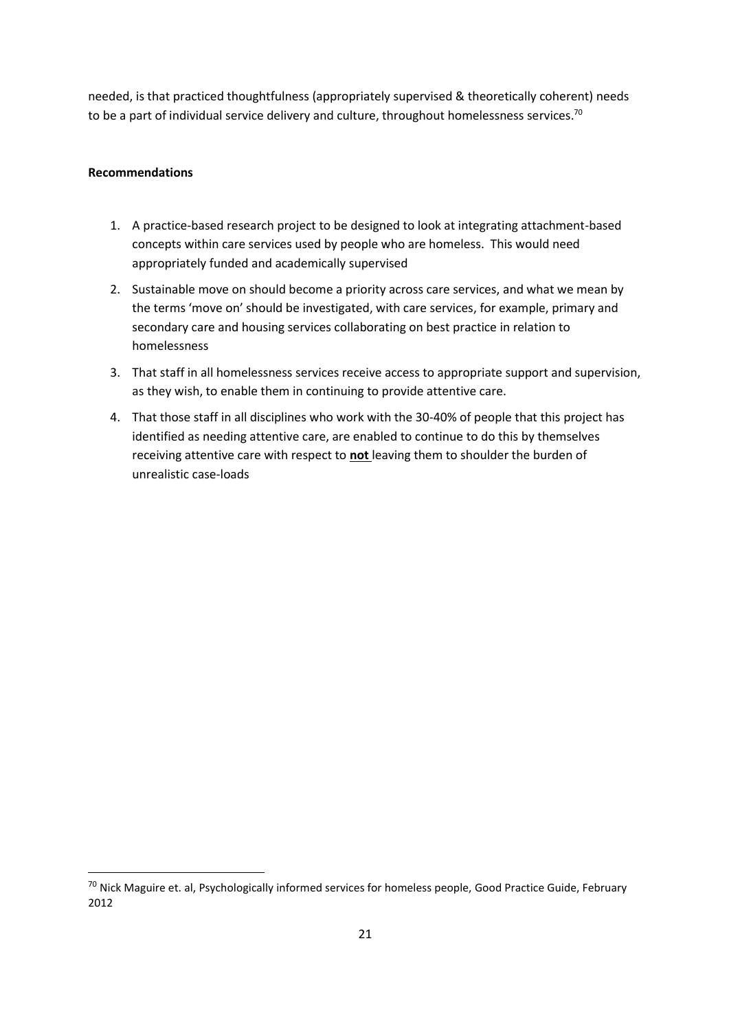needed, is that practiced thoughtfulness (appropriately supervised & theoretically coherent) needs to be a part of individual service delivery and culture, throughout homelessness services.[70]

**Recommendations**

1. A practice-based research project to be designed to look at integrating attachment-based concepts within care services used by people who are homeless. This would need appropriately funded and academically supervised
2. Sustainable move on should become a priority across care services, and what we mean by the terms 'move on' should be investigated, with care services, for example, primary and secondary care and housing services collaborating on best practice in relation to homelessness
3. That staff in all homelessness services receive access to appropriate support and supervision, as they wish, to enable them in continuing to provide attentive care.
4. That those staff in all disciplines who work with the 30-40% of people that this project has identified as needing attentive care, are enabled to continue to do this by themselves receiving attentive care with respect to **not** leaving them to shoulder the burden of unrealistic case-loads

[70] Nick Maguire et. al, Psychologically informed services for homeless people, Good Practice Guide, February 2012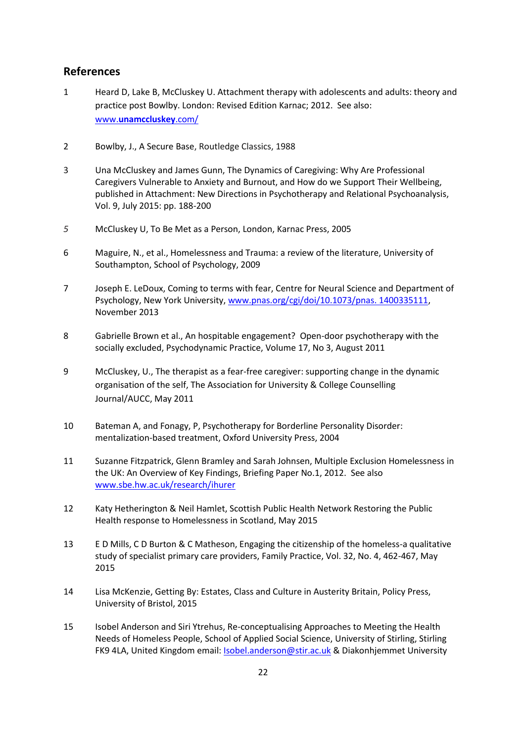## References

1. Heard D, Lake B, McCluskey U. Attachment therapy with adolescents and adults: theory and practice post Bowlby. London: Revised Edition Karnac; 2012. See also: www.**unamccluskey**.com/

2. Bowlby, J., A Secure Base, Routledge Classics, 1988

3. Una McCluskey and James Gunn, The Dynamics of Caregiving: Why Are Professional Caregivers Vulnerable to Anxiety and Burnout, and How do we Support Their Wellbeing, published in Attachment: New Directions in Psychotherapy and Relational Psychoanalysis, Vol. 9, July 2015: pp. 188-200

5. McCluskey U, To Be Met as a Person, London, Karnac Press, 2005

6. Maguire, N., et al., Homelessness and Trauma: a review of the literature, University of Southampton, School of Psychology, 2009

7. Joseph E. LeDoux, Coming to terms with fear, Centre for Neural Science and Department of Psychology, New York University, www.pnas.org/cgi/doi/10.1073/pnas. 1400335111, November 2013

8. Gabrielle Brown et al., An hospitable engagement? Open-door psychotherapy with the socially excluded, Psychodynamic Practice, Volume 17, No 3, August 2011

9. McCluskey, U., The therapist as a fear-free caregiver: supporting change in the dynamic organisation of the self, The Association for University & College Counselling Journal/AUCC, May 2011

10. Bateman A, and Fonagy, P, Psychotherapy for Borderline Personality Disorder: mentalization-based treatment, Oxford University Press, 2004

11. Suzanne Fitzpatrick, Glenn Bramley and Sarah Johnsen, Multiple Exclusion Homelessness in the UK: An Overview of Key Findings, Briefing Paper No.1, 2012. See also www.sbe.hw.ac.uk/research/ihurer

12. Katy Hetherington & Neil Hamlet, Scottish Public Health Network Restoring the Public Health response to Homelessness in Scotland, May 2015

13. E D Mills, C D Burton & C Matheson, Engaging the citizenship of the homeless-a qualitative study of specialist primary care providers, Family Practice, Vol. 32, No. 4, 462-467, May 2015

14. Lisa McKenzie, Getting By: Estates, Class and Culture in Austerity Britain, Policy Press, University of Bristol, 2015

15. Isobel Anderson and Siri Ytrehus, Re-conceptualising Approaches to Meeting the Health Needs of Homeless People, School of Applied Social Science, University of Stirling, Stirling FK9 4LA, United Kingdom email: Isobel.anderson@stir.ac.uk & Diakonhjemmet University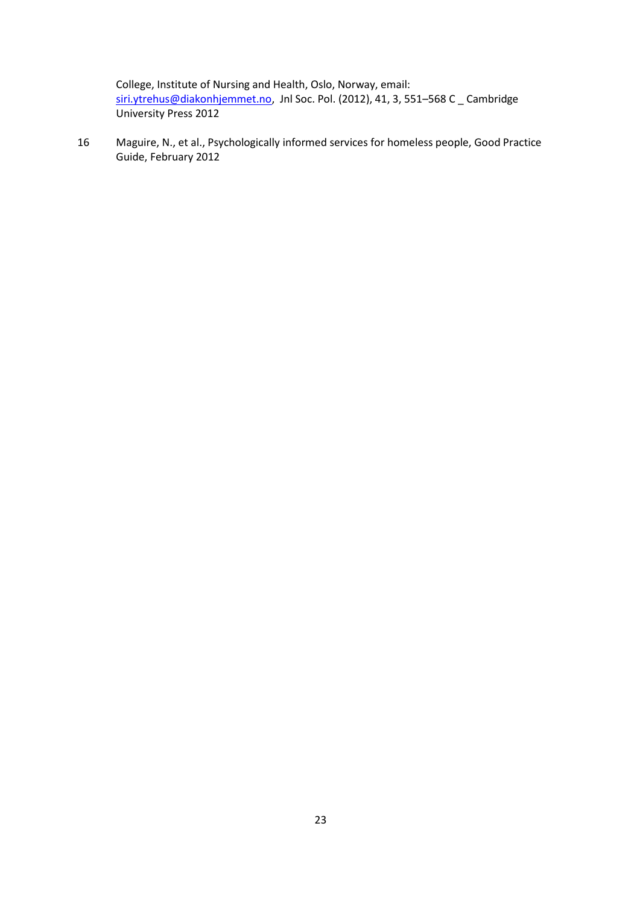College, Institute of Nursing and Health, Oslo, Norway, email: siri.ytrehus@diakonhjemmet.no, Jnl Soc. Pol. (2012), 41, 3, 551–568 C _ Cambridge University Press 2012

16 Maguire, N., et al., Psychologically informed services for homeless people, Good Practice Guide, February 2012